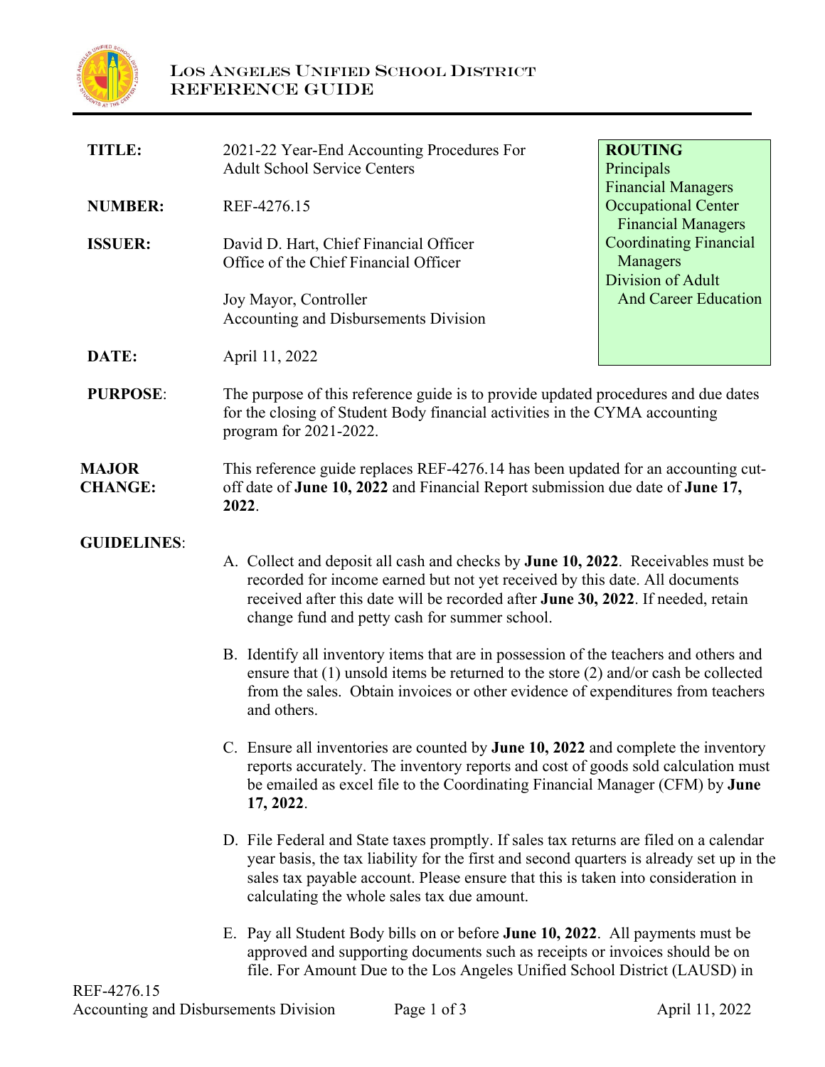# Los Angeles Unified School District
## REFERENCE GUIDE

| | | |
|---|---|---|
| **TITLE:** | 2021-22 Year-End Accounting Procedures For Adult School Service Centers | **ROUTING** Principals Financial Managers Occupational Center Financial Managers Coordinating Financial Managers Division of Adult And Career Education |
| **NUMBER:** | REF-4276.15 | |
| **ISSUER:** | David D. Hart, Chief Financial Officer Office of the Chief Financial Officer<br><br>Joy Mayor, Controller Accounting and Disbursements Division | |
| **DATE:** | April 11, 2022 | |

**PURPOSE**: The purpose of this reference guide is to provide updated procedures and due dates for the closing of Student Body financial activities in the CYMA accounting program for 2021-2022.

**MAJOR CHANGE:** This reference guide replaces REF-4276.14 has been updated for an accounting cut-off date of **June 10, 2022** and Financial Report submission due date of **June 17, 2022**.

**GUIDELINES**:

A. Collect and deposit all cash and checks by **June 10, 2022**. Receivables must be recorded for income earned but not yet received by this date. All documents received after this date will be recorded after **June 30, 2022**. If needed, retain change fund and petty cash for summer school.

B. Identify all inventory items that are in possession of the teachers and others and ensure that (1) unsold items be returned to the store (2) and/or cash be collected from the sales. Obtain invoices or other evidence of expenditures from teachers and others.

C. Ensure all inventories are counted by **June 10, 2022** and complete the inventory reports accurately. The inventory reports and cost of goods sold calculation must be emailed as excel file to the Coordinating Financial Manager (CFM) by **June 17, 2022**.

D. File Federal and State taxes promptly. If sales tax returns are filed on a calendar year basis, the tax liability for the first and second quarters is already set up in the sales tax payable account. Please ensure that this is taken into consideration in calculating the whole sales tax due amount.

E. Pay all Student Body bills on or before **June 10, 2022**. All payments must be approved and supporting documents such as receipts or invoices should be on file. For Amount Due to the Los Angeles Unified School District (LAUSD) in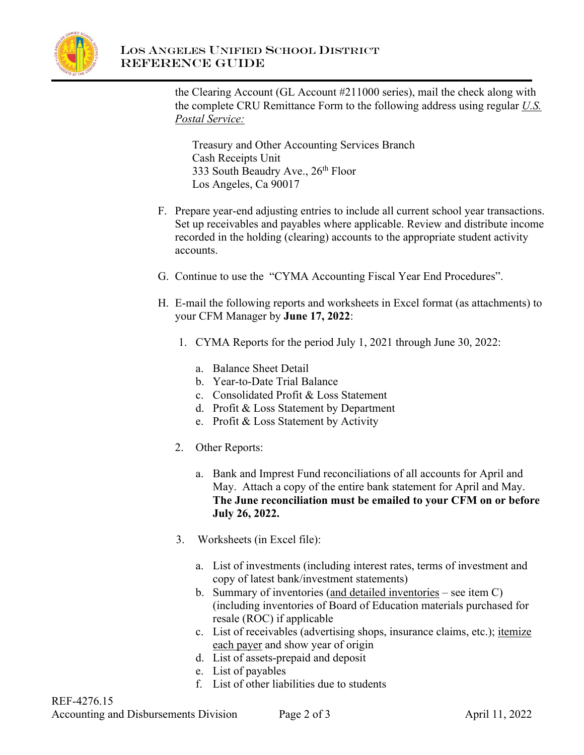the Clearing Account (GL Account #211000 series), mail the check along with the complete CRU Remittance Form to the following address using regular *U.S. Postal Service:*

> Treasury and Other Accounting Services Branch
> Cash Receipts Unit
> 333 South Beaudry Ave., 26th Floor
> Los Angeles, Ca 90017

F. Prepare year-end adjusting entries to include all current school year transactions. Set up receivables and payables where applicable. Review and distribute income recorded in the holding (clearing) accounts to the appropriate student activity accounts.

G. Continue to use the "CYMA Accounting Fiscal Year End Procedures".

H. E-mail the following reports and worksheets in Excel format (as attachments) to your CFM Manager by **June 17, 2022**:

   1. CYMA Reports for the period July 1, 2021 through June 30, 2022:

      a. Balance Sheet Detail
      b. Year-to-Date Trial Balance
      c. Consolidated Profit & Loss Statement
      d. Profit & Loss Statement by Department
      e. Profit & Loss Statement by Activity

   2. Other Reports:

      a. Bank and Imprest Fund reconciliations of all accounts for April and May. Attach a copy of the entire bank statement for April and May. **The June reconciliation must be emailed to your CFM on or before July 26, 2022.**

   3. Worksheets (in Excel file):

      a. List of investments (including interest rates, terms of investment and copy of latest bank/investment statements)
      b. Summary of inventories (and detailed inventories – see item C) (including inventories of Board of Education materials purchased for resale (ROC) if applicable
      c. List of receivables (advertising shops, insurance claims, etc.); itemize each payer and show year of origin
      d. List of assets-prepaid and deposit
      e. List of payables
      f. List of other liabilities due to students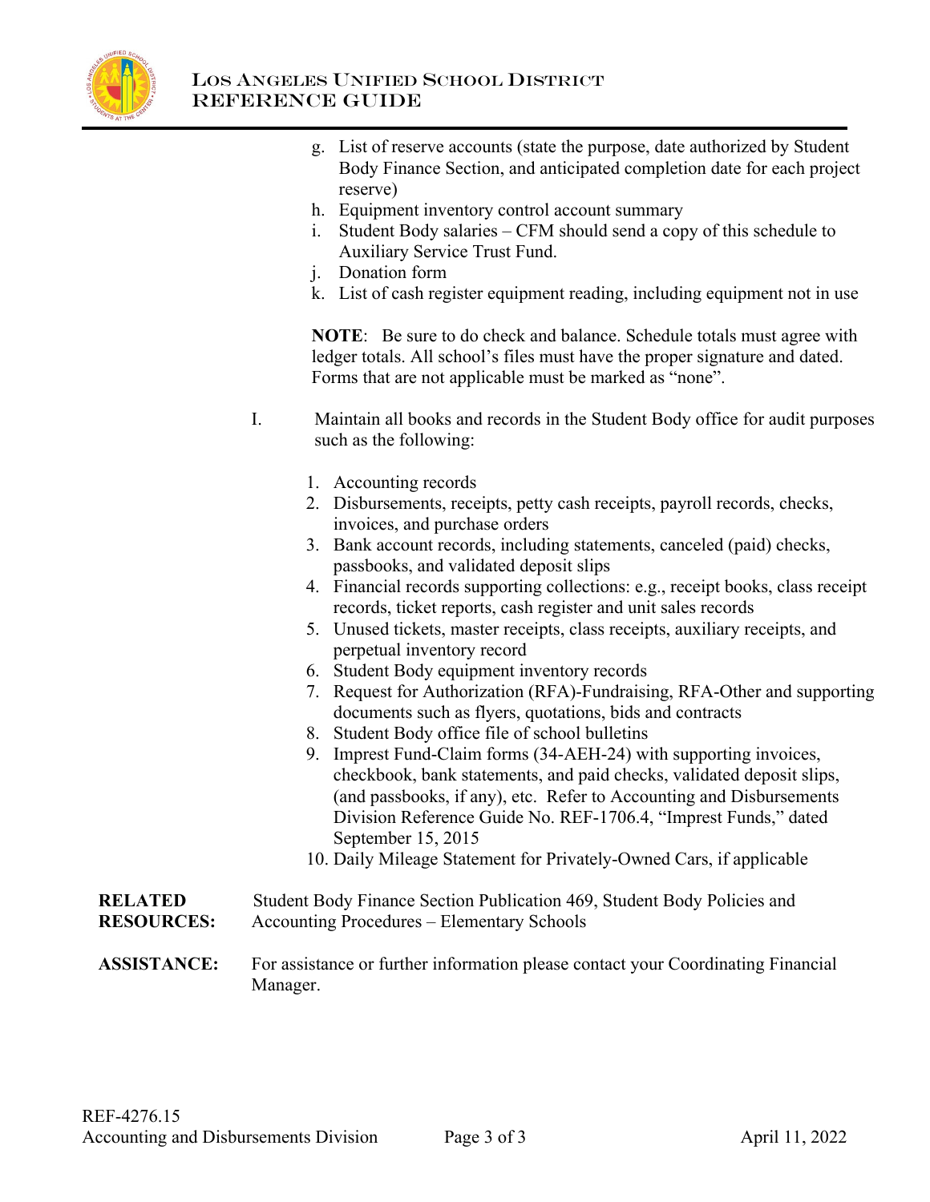g. List of reserve accounts (state the purpose, date authorized by Student Body Finance Section, and anticipated completion date for each project reserve)
h. Equipment inventory control account summary
i. Student Body salaries – CFM should send a copy of this schedule to Auxiliary Service Trust Fund.
j. Donation form
k. List of cash register equipment reading, including equipment not in use

**NOTE**: Be sure to do check and balance. Schedule totals must agree with ledger totals. All school's files must have the proper signature and dated. Forms that are not applicable must be marked as "none".

I. Maintain all books and records in the Student Body office for audit purposes such as the following:

1. Accounting records
2. Disbursements, receipts, petty cash receipts, payroll records, checks, invoices, and purchase orders
3. Bank account records, including statements, canceled (paid) checks, passbooks, and validated deposit slips
4. Financial records supporting collections: e.g., receipt books, class receipt records, ticket reports, cash register and unit sales records
5. Unused tickets, master receipts, class receipts, auxiliary receipts, and perpetual inventory record
6. Student Body equipment inventory records
7. Request for Authorization (RFA)-Fundraising, RFA-Other and supporting documents such as flyers, quotations, bids and contracts
8. Student Body office file of school bulletins
9. Imprest Fund-Claim forms (34-AEH-24) with supporting invoices, checkbook, bank statements, and paid checks, validated deposit slips, (and passbooks, if any), etc. Refer to Accounting and Disbursements Division Reference Guide No. REF-1706.4, "Imprest Funds," dated September 15, 2015
10. Daily Mileage Statement for Privately-Owned Cars, if applicable

**RELATED RESOURCES:** Student Body Finance Section Publication 469, Student Body Policies and Accounting Procedures – Elementary Schools

**ASSISTANCE:** For assistance or further information please contact your Coordinating Financial Manager.